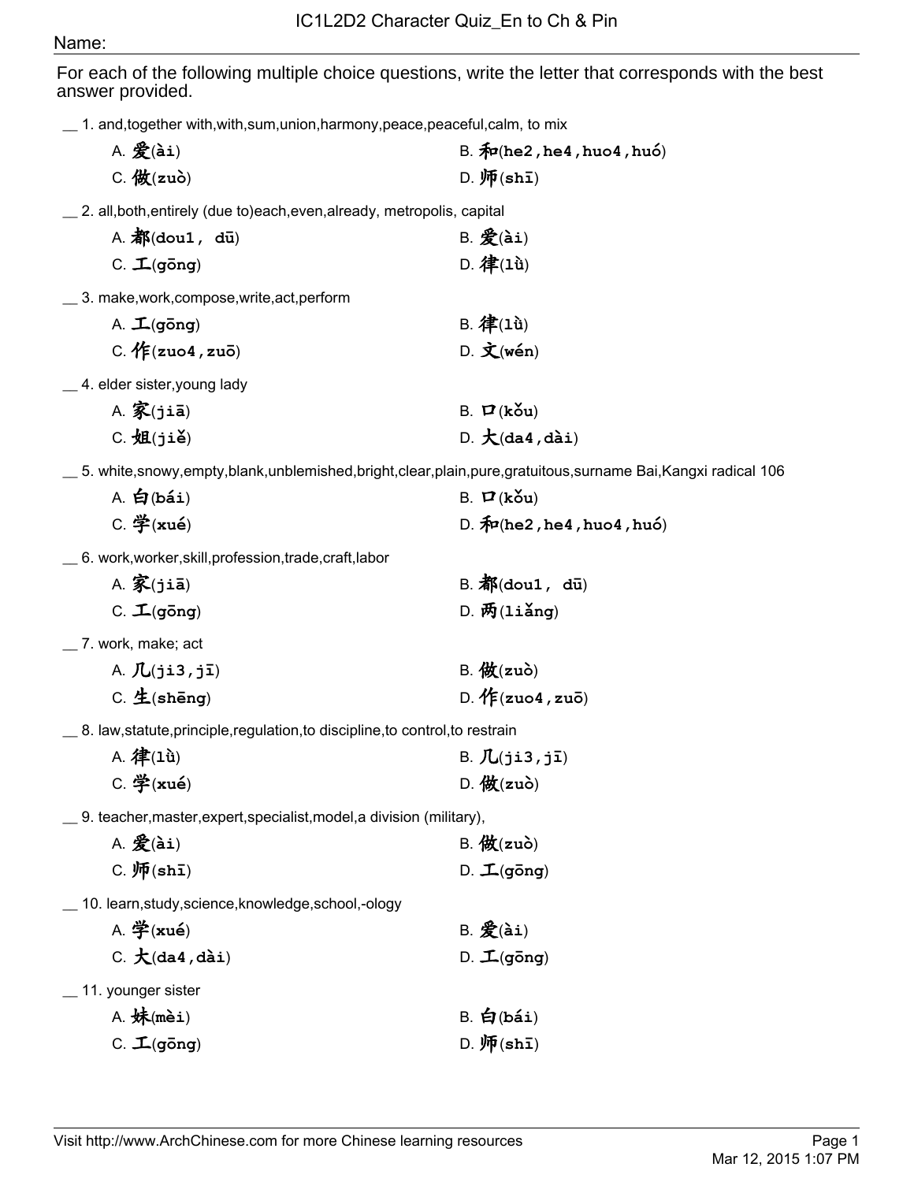# IC1L2D2 Character Quiz_En to Ch & Pin

Name:

For each of the following multiple choice questions, write the letter that corresponds with the best answer provided.

__ 1. and,together with,with,sum,union,harmony,peace,peaceful,calm, to mix

A. 爱(**ài**)
B. 和(**he2,he4,huo4,huó**)
C. 做(**zuò**)
D. 师(**shī**)

__ 2. all,both,entirely (due to)each,even,already, metropolis, capital

A. 都(**dou1, dū**)
B. 爱(**ài**)
C. 工(**gōng**)
D. 律(**lǜ**)

__ 3. make,work,compose,write,act,perform

A. 工(**gōng**)
B. 律(**lǜ**)
C. 作(**zuo4,zuō**)
D. 文(**wén**)

__ 4. elder sister,young lady

A. 家(**jiā**)
B. 口(**kǒu**)
C. 姐(**jiě**)
D. 大(**da4,dài**)

__ 5. white,snowy,empty,blank,unblemished,bright,clear,plain,pure,gratuitous,surname Bai,Kangxi radical 106

A. 白(**bái**)
B. 口(**kǒu**)
C. 学(**xué**)
D. 和(**he2,he4,huo4,huó**)

__ 6. work,worker,skill,profession,trade,craft,labor

A. 家(**jiā**)
B. 都(**dou1, dū**)
C. 工(**gōng**)
D. 两(**liǎng**)

__ 7. work, make; act

A. 几(**ji3,jī**)
B. 做(**zuò**)
C. 生(**shēng**)
D. 作(**zuo4,zuō**)

__ 8. law,statute,principle,regulation,to discipline,to control,to restrain

A. 律(**lǜ**)
B. 几(**ji3,jī**)
C. 学(**xué**)
D. 做(**zuò**)

__ 9. teacher,master,expert,specialist,model,a division (military),

A. 爱(**ài**)
B. 做(**zuò**)
C. 师(**shī**)
D. 工(**gōng**)

__ 10. learn,study,science,knowledge,school,-ology

A. 学(**xué**)
B. 爱(**ài**)
C. 大(**da4,dài**)
D. 工(**gōng**)

__ 11. younger sister

A. 妹(**mèi**)
B. 白(**bái**)
C. 工(**gōng**)
D. 师(**shī**)

Visit http://www.ArchChinese.com for more Chinese learning resources

Mar 12, 2015 1:07 PM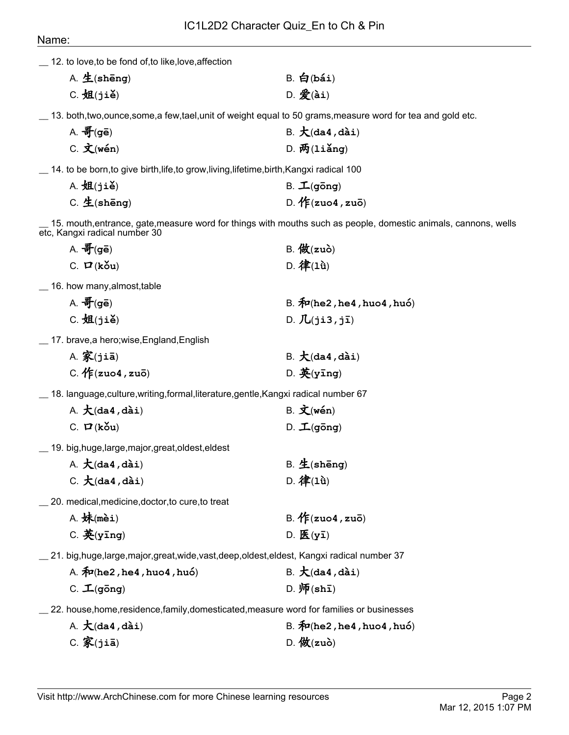Name:

__ 12. to love,to be fond of,to like,love,affection

A. 生(shēng) B. 白(bái)
C. 姐(jiě) D. 爱(ài)

__ 13. both,two,ounce,some,a few,tael,unit of weight equal to 50 grams,measure word for tea and gold etc.

A. 哥(gē) B. 大(da4,dài)
C. 文(wén) D. 两(liǎng)

__ 14. to be born,to give birth,life,to grow,living,lifetime,birth,Kangxi radical 100

A. 姐(jiě) B. 工(gōng)
C. 生(shēng) D. 作(zuo4,zuō)

__ 15. mouth,entrance, gate,measure word for things with mouths such as people, domestic animals, cannons, wells etc, Kangxi radical number 30

A. 哥(gē) B. 做(zuò)
C. 口(kǒu) D. 律(lǜ)

__ 16. how many,almost,table

A. 哥(gē) B. 和(he2,he4,huo4,huó)
C. 姐(jiě) D. 几(ji3,jī)

__ 17. brave,a hero;wise,England,English

A. 家(jiā) B. 大(da4,dài)
C. 作(zuo4,zuō) D. 英(yīng)

__ 18. language,culture,writing,formal,literature,gentle,Kangxi radical number 67

A. 大(da4,dài) B. 文(wén)
C. 口(kǒu) D. 工(gōng)

__ 19. big,huge,large,major,great,oldest,eldest

A. 大(da4,dài) B. 生(shēng)
C. 大(da4,dài) D. 律(lǜ)

__ 20. medical,medicine,doctor,to cure,to treat

A. 妹(mèi) B. 作(zuo4,zuō)
C. 英(yīng) D. 医(yī)

__ 21. big,huge,large,major,great,wide,vast,deep,oldest,eldest, Kangxi radical number 37

A. 和(he2,he4,huo4,huó) B. 大(da4,dài)
C. 工(gōng) D. 师(shī)

__ 22. house,home,residence,family,domesticated,measure word for families or businesses

A. 大(da4,dài) B. 和(he2,he4,huo4,huó)
C. 家(jiā) D. 做(zuò)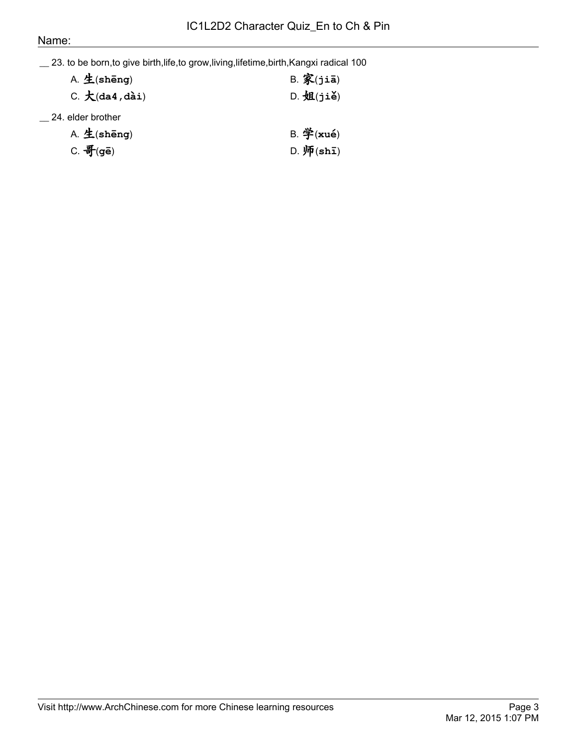__ 23. to be born,to give birth,life,to grow,living,lifetime,birth,Kangxi radical 100

A. 生(**shēng**)
B. 家(**jiā**)
C. 大(**da4,dài**)
D. 姐(**jiě**)

__ 24. elder brother

A. 生(**shēng**)
B. 学(**xué**)
C. 哥(**gē**)
D. 师(**shī**)